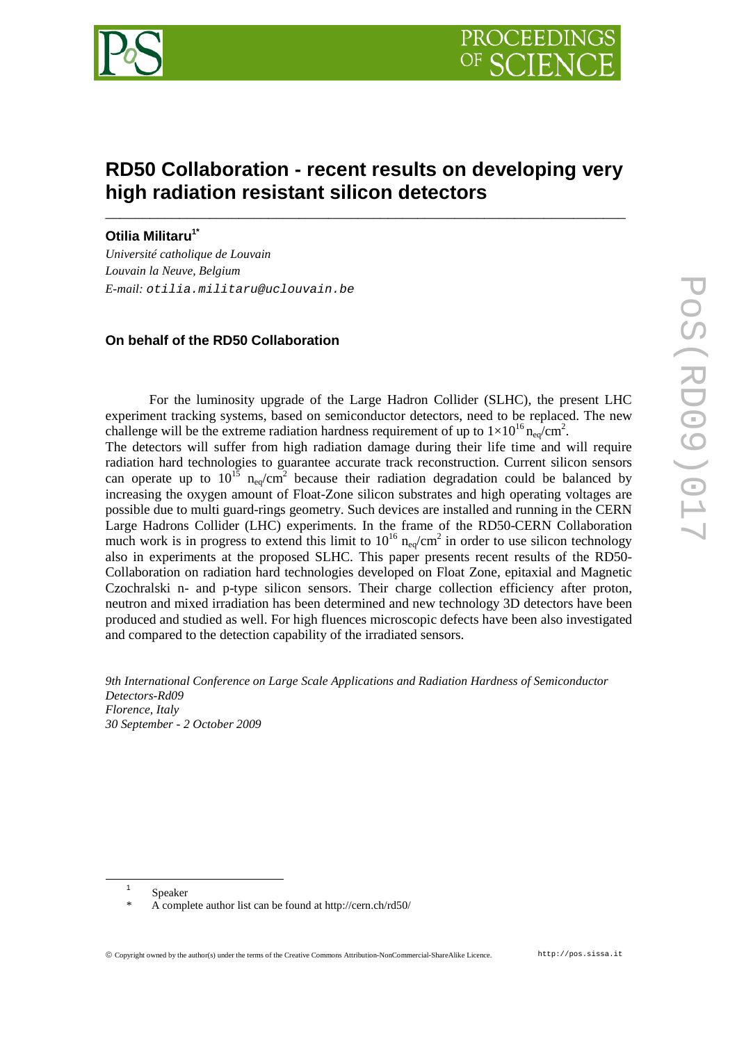# RD50 Collaboration - recent results on developing very high radiation resistant silicon detectors

**Otilia Militaru**[1*]

*Université catholique de Louvain*
*Louvain la Neuve, Belgium*
*E-mail:* otilia.militaru@uclouvain.be

**On behalf of the RD50 Collaboration**

For the luminosity upgrade of the Large Hadron Collider (SLHC), the present LHC experiment tracking systems, based on semiconductor detectors, need to be replaced. The new challenge will be the extreme radiation hardness requirement of up to $1\times10^{16}\ n_{eq}/cm^2$.
The detectors will suffer from high radiation damage during their life time and will require radiation hard technologies to guarantee accurate track reconstruction. Current silicon sensors can operate up to $10^{15}\ n_{eq}/cm^2$ because their radiation degradation could be balanced by increasing the oxygen amount of Float-Zone silicon substrates and high operating voltages are possible due to multi guard-rings geometry. Such devices are installed and running in the CERN Large Hadrons Collider (LHC) experiments. In the frame of the RD50-CERN Collaboration much work is in progress to extend this limit to $10^{16}\ n_{eq}/cm^2$ in order to use silicon technology also in experiments at the proposed SLHC. This paper presents recent results of the RD50-Collaboration on radiation hard technologies developed on Float Zone, epitaxial and Magnetic Czochralski n- and p-type silicon sensors. Their charge collection efficiency after proton, neutron and mixed irradiation has been determined and new technology 3D detectors have been produced and studied as well. For high fluences microscopic defects have been also investigated and compared to the detection capability of the irradiated sensors.

*9th International Conference on Large Scale Applications and Radiation Hardness of Semiconductor Detectors-Rd09*
*Florence, Italy*
*30 September - 2 October 2009*

---

[1] Speaker
[*] A complete author list can be found at http://cern.ch/rd50/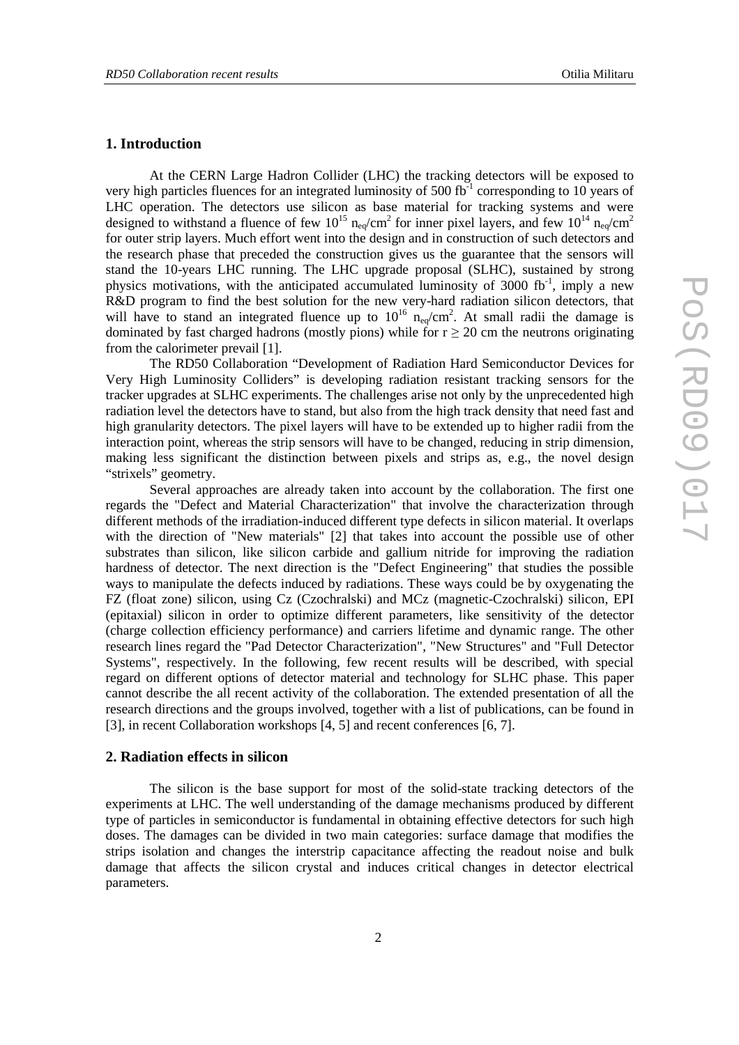## 1. Introduction

At the CERN Large Hadron Collider (LHC) the tracking detectors will be exposed to very high particles fluences for an integrated luminosity of 500 $fb^{-1}$ corresponding to 10 years of LHC operation. The detectors use silicon as base material for tracking systems and were designed to withstand a fluence of few $10^{15}$ $n_{eq}/cm^2$ for inner pixel layers, and few $10^{14}$ $n_{eq}/cm^2$ for outer strip layers. Much effort went into the design and in construction of such detectors and the research phase that preceded the construction gives us the guarantee that the sensors will stand the 10-years LHC running. The LHC upgrade proposal (SLHC), sustained by strong physics motivations, with the anticipated accumulated luminosity of 3000 $fb^{-1}$, imply a new R&D program to find the best solution for the new very-hard radiation silicon detectors, that will have to stand an integrated fluence up to $10^{16}$ $n_{eq}/cm^2$. At small radii the damage is dominated by fast charged hadrons (mostly pions) while for $r \geq 20$ cm the neutrons originating from the calorimeter prevail [1].

The RD50 Collaboration "Development of Radiation Hard Semiconductor Devices for Very High Luminosity Colliders" is developing radiation resistant tracking sensors for the tracker upgrades at SLHC experiments. The challenges arise not only by the unprecedented high radiation level the detectors have to stand, but also from the high track density that need fast and high granularity detectors. The pixel layers will have to be extended up to higher radii from the interaction point, whereas the strip sensors will have to be changed, reducing in strip dimension, making less significant the distinction between pixels and strips as, e.g., the novel design "strixels" geometry.

Several approaches are already taken into account by the collaboration. The first one regards the "Defect and Material Characterization" that involve the characterization through different methods of the irradiation-induced different type defects in silicon material. It overlaps with the direction of "New materials" [2] that takes into account the possible use of other substrates than silicon, like silicon carbide and gallium nitride for improving the radiation hardness of detector. The next direction is the "Defect Engineering" that studies the possible ways to manipulate the defects induced by radiations. These ways could be by oxygenating the FZ (float zone) silicon, using Cz (Czochralski) and MCz (magnetic-Czochralski) silicon, EPI (epitaxial) silicon in order to optimize different parameters, like sensitivity of the detector (charge collection efficiency performance) and carriers lifetime and dynamic range. The other research lines regard the "Pad Detector Characterization", "New Structures" and "Full Detector Systems", respectively. In the following, few recent results will be described, with special regard on different options of detector material and technology for SLHC phase. This paper cannot describe the all recent activity of the collaboration. The extended presentation of all the research directions and the groups involved, together with a list of publications, can be found in [3], in recent Collaboration workshops [4, 5] and recent conferences [6, 7].

## 2. Radiation effects in silicon

The silicon is the base support for most of the solid-state tracking detectors of the experiments at LHC. The well understanding of the damage mechanisms produced by different type of particles in semiconductor is fundamental in obtaining effective detectors for such high doses. The damages can be divided in two main categories: surface damage that modifies the strips isolation and changes the interstrip capacitance affecting the readout noise and bulk damage that affects the silicon crystal and induces critical changes in detector electrical parameters.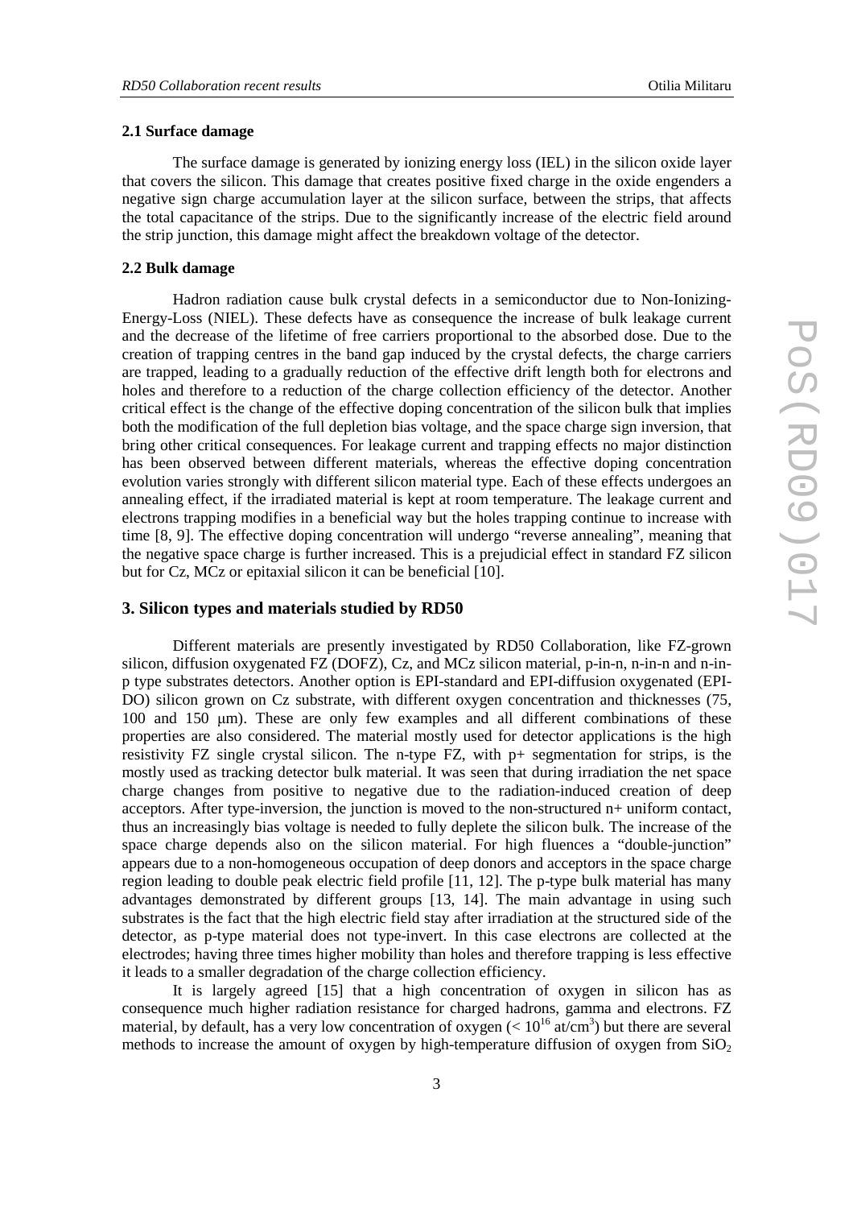### 2.1 Surface damage

The surface damage is generated by ionizing energy loss (IEL) in the silicon oxide layer that covers the silicon. This damage that creates positive fixed charge in the oxide engenders a negative sign charge accumulation layer at the silicon surface, between the strips, that affects the total capacitance of the strips. Due to the significantly increase of the electric field around the strip junction, this damage might affect the breakdown voltage of the detector.

### 2.2 Bulk damage

Hadron radiation cause bulk crystal defects in a semiconductor due to Non-Ionizing-Energy-Loss (NIEL). These defects have as consequence the increase of bulk leakage current and the decrease of the lifetime of free carriers proportional to the absorbed dose. Due to the creation of trapping centres in the band gap induced by the crystal defects, the charge carriers are trapped, leading to a gradually reduction of the effective drift length both for electrons and holes and therefore to a reduction of the charge collection efficiency of the detector. Another critical effect is the change of the effective doping concentration of the silicon bulk that implies both the modification of the full depletion bias voltage, and the space charge sign inversion, that bring other critical consequences. For leakage current and trapping effects no major distinction has been observed between different materials, whereas the effective doping concentration evolution varies strongly with different silicon material type. Each of these effects undergoes an annealing effect, if the irradiated material is kept at room temperature. The leakage current and electrons trapping modifies in a beneficial way but the holes trapping continue to increase with time [8, 9]. The effective doping concentration will undergo "reverse annealing", meaning that the negative space charge is further increased. This is a prejudicial effect in standard FZ silicon but for Cz, MCz or epitaxial silicon it can be beneficial [10].

## 3. Silicon types and materials studied by RD50

Different materials are presently investigated by RD50 Collaboration, like FZ-grown silicon, diffusion oxygenated FZ (DOFZ), Cz, and MCz silicon material, p-in-n, n-in-n and n-in-p type substrates detectors. Another option is EPI-standard and EPI-diffusion oxygenated (EPI-DO) silicon grown on Cz substrate, with different oxygen concentration and thicknesses (75, 100 and 150 μm). These are only few examples and all different combinations of these properties are also considered. The material mostly used for detector applications is the high resistivity FZ single crystal silicon. The n-type FZ, with p+ segmentation for strips, is the mostly used as tracking detector bulk material. It was seen that during irradiation the net space charge changes from positive to negative due to the radiation-induced creation of deep acceptors. After type-inversion, the junction is moved to the non-structured n+ uniform contact, thus an increasingly bias voltage is needed to fully deplete the silicon bulk. The increase of the space charge depends also on the silicon material. For high fluences a "double-junction" appears due to a non-homogeneous occupation of deep donors and acceptors in the space charge region leading to double peak electric field profile [11, 12]. The p-type bulk material has many advantages demonstrated by different groups [13, 14]. The main advantage in using such substrates is the fact that the high electric field stay after irradiation at the structured side of the detector, as p-type material does not type-invert. In this case electrons are collected at the electrodes; having three times higher mobility than holes and therefore trapping is less effective it leads to a smaller degradation of the charge collection efficiency.

It is largely agreed [15] that a high concentration of oxygen in silicon has as consequence much higher radiation resistance for charged hadrons, gamma and electrons. FZ material, by default, has a very low concentration of oxygen ($< 10^{16}$ at/cm$^3$) but there are several methods to increase the amount of oxygen by high-temperature diffusion of oxygen from $SiO_2$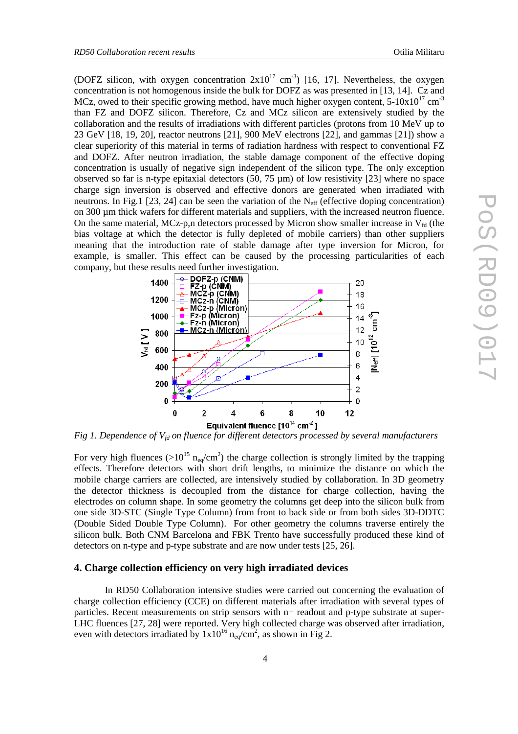(DOFZ silicon, with oxygen concentration $2x10^{17}$ $cm^{-3}$) [16, 17]. Nevertheless, the oxygen concentration is not homogenous inside the bulk for DOFZ as was presented in [13, 14]. Cz and MCz, owed to their specific growing method, have much higher oxygen content, $5\text{-}10x10^{17}$ $cm^{-3}$ than FZ and DOFZ silicon. Therefore, Cz and MCz silicon are extensively studied by the collaboration and the results of irradiations with different particles (protons from 10 MeV up to 23 GeV [18, 19, 20], reactor neutrons [21], 900 MeV electrons [22], and gammas [21]) show a clear superiority of this material in terms of radiation hardness with respect to conventional FZ and DOFZ. After neutron irradiation, the stable damage component of the effective doping concentration is usually of negative sign independent of the silicon type. The only exception observed so far is n-type epitaxial detectors (50, 75 µm) of low resistivity [23] where no space charge sign inversion is observed and effective donors are generated when irradiated with neutrons. In Fig.1 [23, 24] can be seen the variation of the $N_{eff}$ (effective doping concentration) on 300 µm thick wafers for different materials and suppliers, with the increased neutron fluence. On the same material, MCz-p,n detectors processed by Micron show smaller increase in $V_{fd}$ (the bias voltage at which the detector is fully depleted of mobile carriers) than other suppliers meaning that the introduction rate of stable damage after type inversion for Micron, for example, is smaller. This effect can be caused by the processing particularities of each company, but these results need further investigation.

*Fig 1. Dependence of $V_{fd}$ on fluence for different detectors processed by several manufacturers*

For very high fluences ($>10^{15}$ $n_{eq}/cm^2$) the charge collection is strongly limited by the trapping effects. Therefore detectors with short drift lengths, to minimize the distance on which the mobile charge carriers are collected, are intensively studied by collaboration. In 3D geometry the detector thickness is decoupled from the distance for charge collection, having the electrodes on column shape. In some geometry the columns get deep into the silicon bulk from one side 3D-STC (Single Type Column) from front to back side or from both sides 3D-DDTC (Double Sided Double Type Column). For other geometry the columns traverse entirely the silicon bulk. Both CNM Barcelona and FBK Trento have successfully produced these kind of detectors on n-type and p-type substrate and are now under tests [25, 26].

## 4. Charge collection efficiency on very high irradiated devices

In RD50 Collaboration intensive studies were carried out concerning the evaluation of charge collection efficiency (CCE) on different materials after irradiation with several types of particles. Recent measurements on strip sensors with n+ readout and p-type substrate at super-LHC fluences [27, 28] were reported. Very high collected charge was observed after irradiation, even with detectors irradiated by $1x10^{16}$ $n_{eq}/cm^2$, as shown in Fig 2.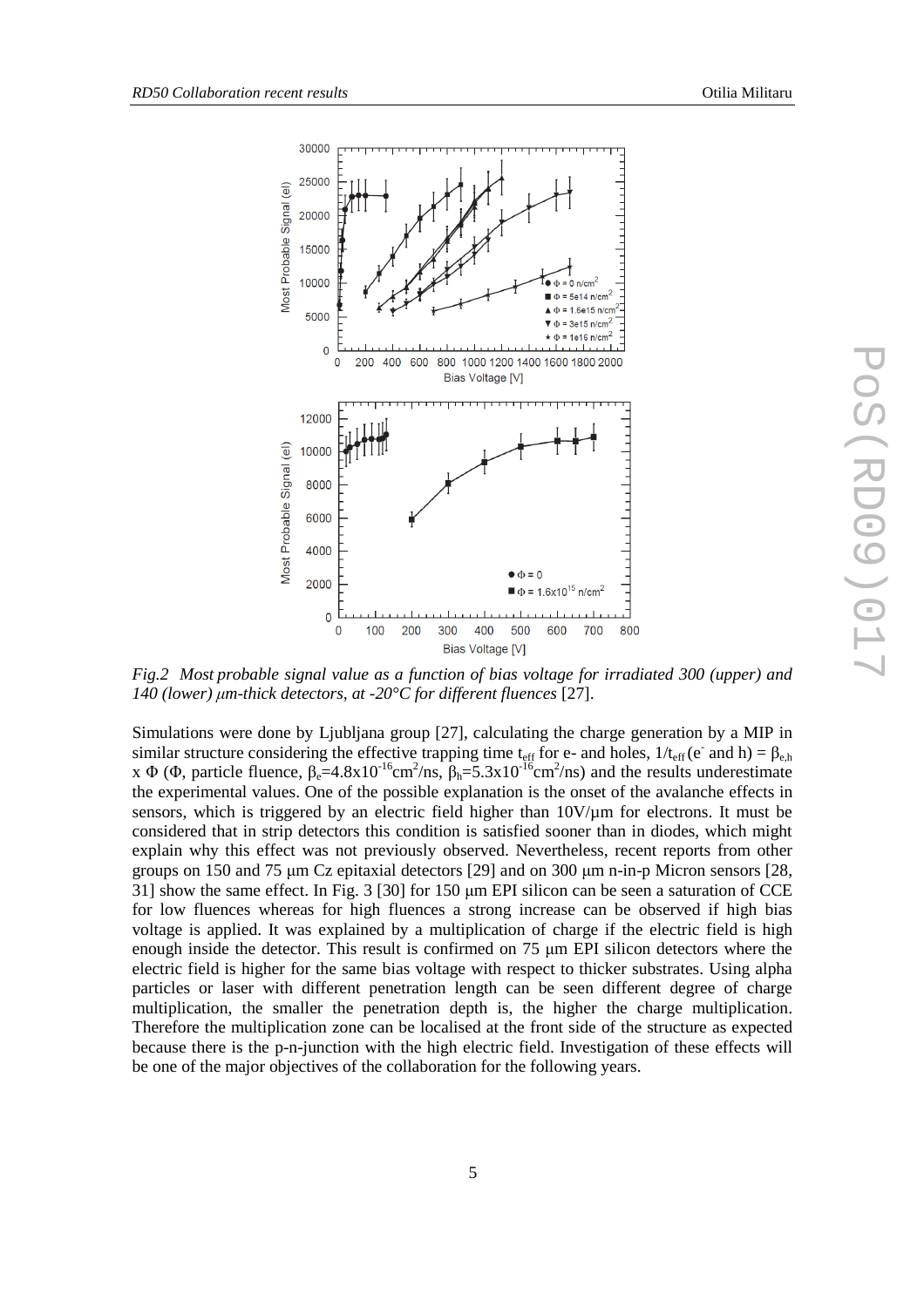*Fig.2 Most probable signal value as a function of bias voltage for irradiated 300 (upper) and 140 (lower) μm-thick detectors, at -20°C for different fluences* [27].

Simulations were done by Ljubljana group [27], calculating the charge generation by a MIP in similar structure considering the effective trapping time $t_{eff}$ for e- and holes, $1/t_{eff}(e^- \text{ and } h) = \beta_{e,h} \times \Phi$ ($\Phi$, particle fluence, $\beta_e = 4.8\times10^{-16}\text{cm}^2/\text{ns}$, $\beta_h = 5.3\times10^{-16}\text{cm}^2/\text{ns}$) and the results underestimate the experimental values. One of the possible explanation is the onset of the avalanche effects in sensors, which is triggered by an electric field higher than 10V/μm for electrons. It must be considered that in strip detectors this condition is satisfied sooner than in diodes, which might explain why this effect was not previously observed. Nevertheless, recent reports from other groups on 150 and 75 μm Cz epitaxial detectors [29] and on 300 μm n-in-p Micron sensors [28, 31] show the same effect. In Fig. 3 [30] for 150 μm EPI silicon can be seen a saturation of CCE for low fluences whereas for high fluences a strong increase can be observed if high bias voltage is applied. It was explained by a multiplication of charge if the electric field is high enough inside the detector. This result is confirmed on 75 μm EPI silicon detectors where the electric field is higher for the same bias voltage with respect to thicker substrates. Using alpha particles or laser with different penetration length can be seen different degree of charge multiplication, the smaller the penetration depth is, the higher the charge multiplication. Therefore the multiplication zone can be localised at the front side of the structure as expected because there is the p-n-junction with the high electric field. Investigation of these effects will be one of the major objectives of the collaboration for the following years.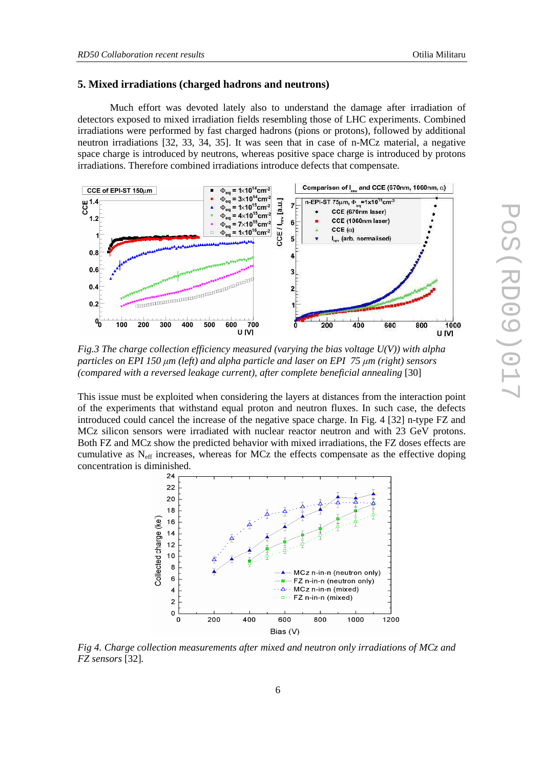## 5. Mixed irradiations (charged hadrons and neutrons)

Much effort was devoted lately also to understand the damage after irradiation of detectors exposed to mixed irradiation fields resembling those of LHC experiments. Combined irradiations were performed by fast charged hadrons (pions or protons), followed by additional neutron irradiations [32, 33, 34, 35]. It was seen that in case of n-MCz material, a negative space charge is introduced by neutrons, whereas positive space charge is introduced by protons irradiations. Therefore combined irradiations introduce defects that compensate.

*Fig.3 The charge collection efficiency measured (varying the bias voltage U(V)) with alpha particles on EPI 150 μm (left) and alpha particle and laser on EPI 75 μm (right) sensors (compared with a reversed leakage current), after complete beneficial annealing* [30]

This issue must be exploited when considering the layers at distances from the interaction point of the experiments that withstand equal proton and neutron fluxes. In such case, the defects introduced could cancel the increase of the negative space charge. In Fig. 4 [32] n-type FZ and MCz silicon sensors were irradiated with nuclear reactor neutron and with 23 GeV protons. Both FZ and MCz show the predicted behavior with mixed irradiations, the FZ doses effects are cumulative as $N_{eff}$ increases, whereas for MCz the effects compensate as the effective doping concentration is diminished.

*Fig 4. Charge collection measurements after mixed and neutron only irradiations of MCz and FZ sensors* [32].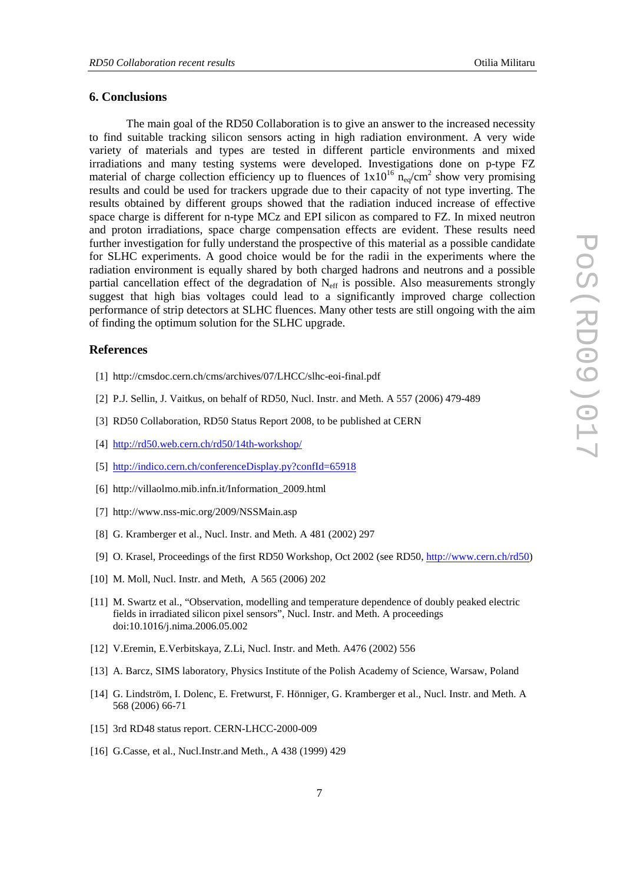## 6. Conclusions

The main goal of the RD50 Collaboration is to give an answer to the increased necessity to find suitable tracking silicon sensors acting in high radiation environment. A very wide variety of materials and types are tested in different particle environments and mixed irradiations and many testing systems were developed. Investigations done on p-type FZ material of charge collection efficiency up to fluences of $1x10^{16}$ $n_{eq}/cm^2$ show very promising results and could be used for trackers upgrade due to their capacity of not type inverting. The results obtained by different groups showed that the radiation induced increase of effective space charge is different for n-type MCz and EPI silicon as compared to FZ. In mixed neutron and proton irradiations, space charge compensation effects are evident. These results need further investigation for fully understand the prospective of this material as a possible candidate for SLHC experiments. A good choice would be for the radii in the experiments where the radiation environment is equally shared by both charged hadrons and neutrons and a possible partial cancellation effect of the degradation of $N_{eff}$ is possible. Also measurements strongly suggest that high bias voltages could lead to a significantly improved charge collection performance of strip detectors at SLHC fluences. Many other tests are still ongoing with the aim of finding the optimum solution for the SLHC upgrade.

## References

[1] http://cmsdoc.cern.ch/cms/archives/07/LHCC/slhc-eoi-final.pdf

[2] P.J. Sellin, J. Vaitkus, on behalf of RD50, Nucl. Instr. and Meth. A 557 (2006) 479-489

[3] RD50 Collaboration, RD50 Status Report 2008, to be published at CERN

[4] http://rd50.web.cern.ch/rd50/14th-workshop/

[5] http://indico.cern.ch/conferenceDisplay.py?confId=65918

[6] http://villaolmo.mib.infn.it/Information_2009.html

[7] http://www.nss-mic.org/2009/NSSMain.asp

[8] G. Kramberger et al., Nucl. Instr. and Meth. A 481 (2002) 297

[9] O. Krasel, Proceedings of the first RD50 Workshop, Oct 2002 (see RD50, http://www.cern.ch/rd50)

[10] M. Moll, Nucl. Instr. and Meth, A 565 (2006) 202

[11] M. Swartz et al., "Observation, modelling and temperature dependence of doubly peaked electric fields in irradiated silicon pixel sensors", Nucl. Instr. and Meth. A proceedings doi:10.1016/j.nima.2006.05.002

[12] V.Eremin, E.Verbitskaya, Z.Li, Nucl. Instr. and Meth. A476 (2002) 556

[13] A. Barcz, SIMS laboratory, Physics Institute of the Polish Academy of Science, Warsaw, Poland

[14] G. Lindström, I. Dolenc, E. Fretwurst, F. Hönniger, G. Kramberger et al., Nucl. Instr. and Meth. A 568 (2006) 66-71

[15] 3rd RD48 status report. CERN-LHCC-2000-009

[16] G.Casse, et al., Nucl.Instr.and Meth., A 438 (1999) 429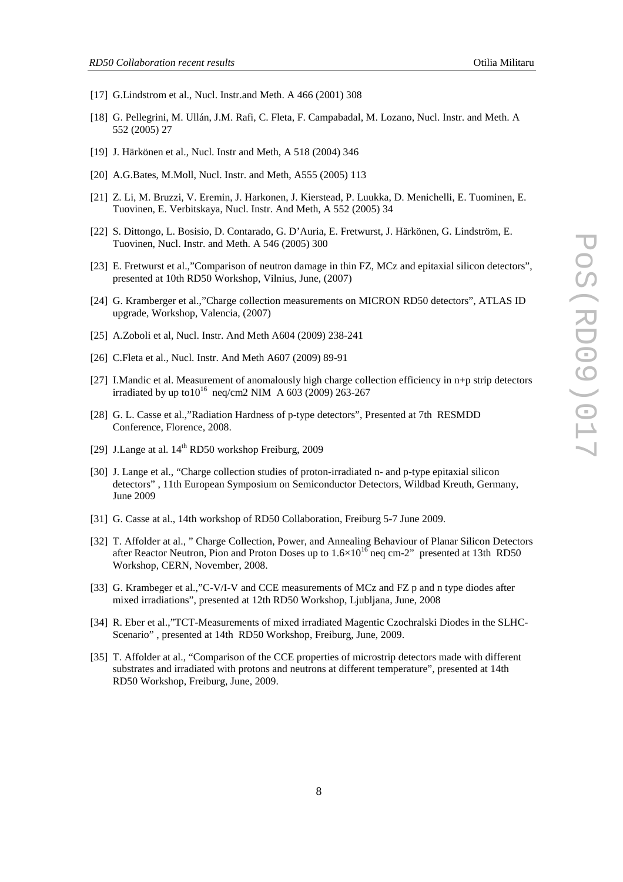[17] G.Lindstrom et al., Nucl. Instr.and Meth. A 466 (2001) 308

[18] G. Pellegrini, M. Ullán, J.M. Rafi, C. Fleta, F. Campabadal, M. Lozano, Nucl. Instr. and Meth. A 552 (2005) 27

[19] J. Härkönen et al., Nucl. Instr and Meth, A 518 (2004) 346

[20] A.G.Bates, M.Moll, Nucl. Instr. and Meth, A555 (2005) 113

[21] Z. Li, M. Bruzzi, V. Eremin, J. Harkonen, J. Kierstead, P. Luukka, D. Menichelli, E. Tuominen, E. Tuovinen, E. Verbitskaya, Nucl. Instr. And Meth, A 552 (2005) 34

[22] S. Dittongo, L. Bosisio, D. Contarado, G. D'Auria, E. Fretwurst, J. Härkönen, G. Lindström, E. Tuovinen, Nucl. Instr. and Meth. A 546 (2005) 300

[23] E. Fretwurst et al.,"Comparison of neutron damage in thin FZ, MCz and epitaxial silicon detectors", presented at 10th RD50 Workshop, Vilnius, June, (2007)

[24] G. Kramberger et al.,"Charge collection measurements on MICRON RD50 detectors", ATLAS ID upgrade, Workshop, Valencia, (2007)

[25] A.Zoboli et al, Nucl. Instr. And Meth A604 (2009) 238-241

[26] C.Fleta et al., Nucl. Instr. And Meth A607 (2009) 89-91

[27] I.Mandic et al. Measurement of anomalously high charge collection efficiency in n+p strip detectors irradiated by up to$10^{16}$ neq/cm2 NIM A 603 (2009) 263-267

[28] G. L. Casse et al.,"Radiation Hardness of p-type detectors", Presented at 7th RESMDD Conference, Florence, 2008.

[29] J.Lange at al. 14th RD50 workshop Freiburg, 2009

[30] J. Lange et al., "Charge collection studies of proton-irradiated n- and p-type epitaxial silicon detectors" , 11th European Symposium on Semiconductor Detectors, Wildbad Kreuth, Germany, June 2009

[31] G. Casse at al., 14th workshop of RD50 Collaboration, Freiburg 5-7 June 2009.

[32] T. Affolder at al., " Charge Collection, Power, and Annealing Behaviour of Planar Silicon Detectors after Reactor Neutron, Pion and Proton Doses up to $1.6\times10^{16}$ neq cm-2" presented at 13th RD50 Workshop, CERN, November, 2008.

[33] G. Krambeger et al.,"C-V/I-V and CCE measurements of MCz and FZ p and n type diodes after mixed irradiations", presented at 12th RD50 Workshop, Ljubljana, June, 2008

[34] R. Eber et al.,"TCT-Measurements of mixed irradiated Magentic Czochralski Diodes in the SLHC-Scenario" , presented at 14th RD50 Workshop, Freiburg, June, 2009.

[35] T. Affolder at al., "Comparison of the CCE properties of microstrip detectors made with different substrates and irradiated with protons and neutrons at different temperature", presented at 14th RD50 Workshop, Freiburg, June, 2009.